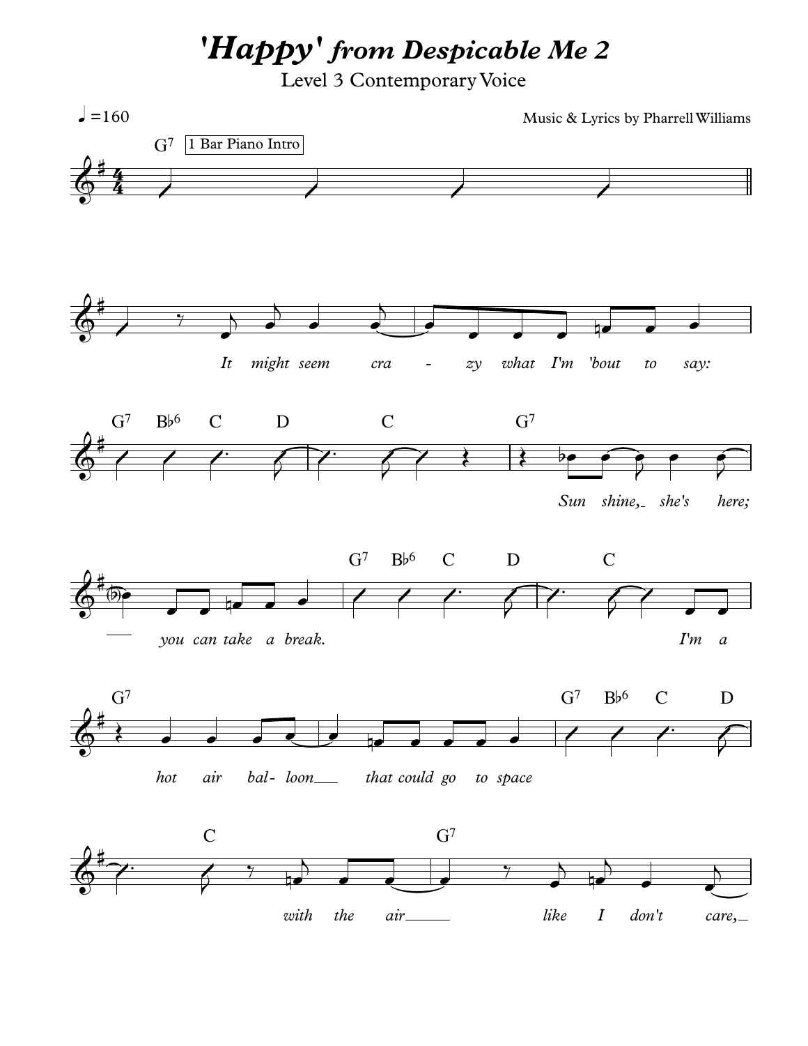# 'Happy' from Despicable Me 2

Level 3 Contemporary Voice

♩=160

Music & Lyrics by Pharrell Williams

G7 | 1 Bar Piano Intro

It might seem cra - zy what I'm 'bout to say:

G7 B♭6 C D C G7

Sun shine, she's here; you can take a break.

G7 B♭6 C D C

I'm a

G7

hot air bal- loon that could go to space

G7 B♭6 C D

C G7

with the air like I don't care,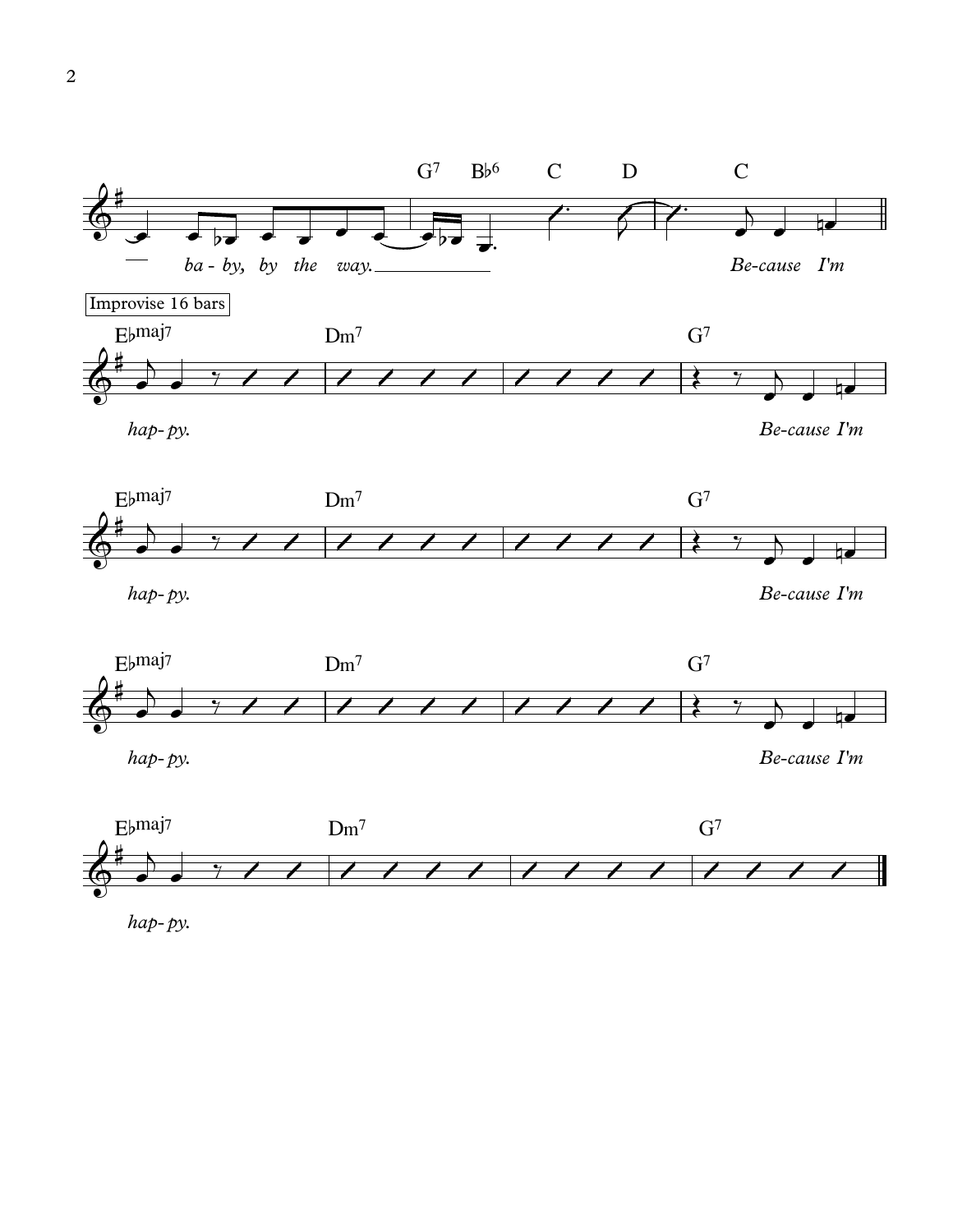G7 B♭6 C D C

*ba - by, by the way.* *Be-cause I'm*

Improvise 16 bars

E♭maj7 Dm7 G7

*hap- py.* *Be-cause I'm*

E♭maj7 Dm7 G7

*hap- py.* *Be-cause I'm*

E♭maj7 Dm7 G7

*hap- py.* *Be-cause I'm*

E♭maj7 Dm7 G7

*hap- py.*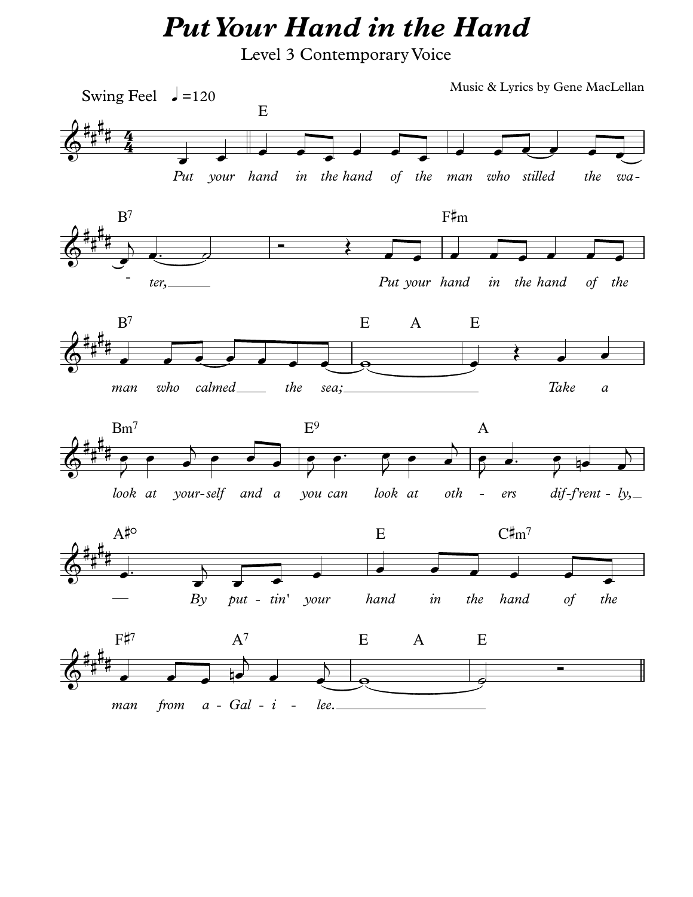# Put Your Hand in the Hand

Level 3 Contemporary Voice

Music & Lyrics by Gene MacLellan

Swing Feel ♩=120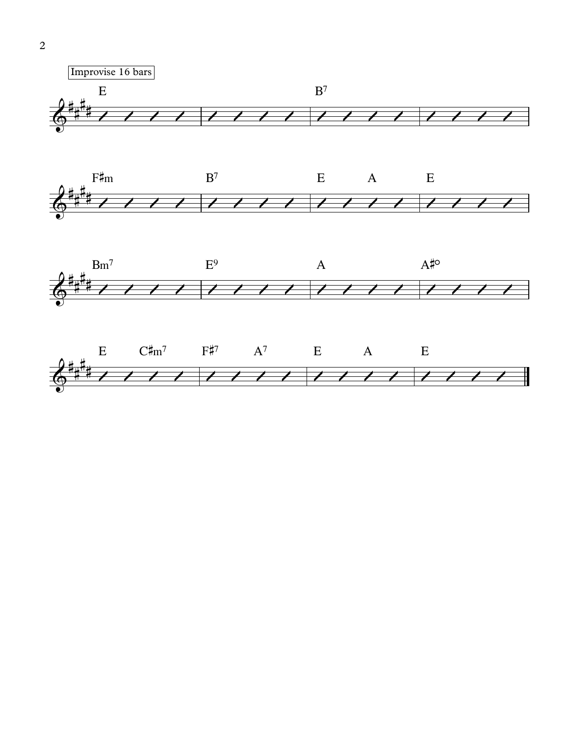Improvise 16 bars

| E | | B7 | |
| --- | --- | --- | --- |
| F♯m | B7 | E A | E |
| Bm7 | E9 | A | A♯° |
| E C♯m7 | F♯7 A7 | E A | E |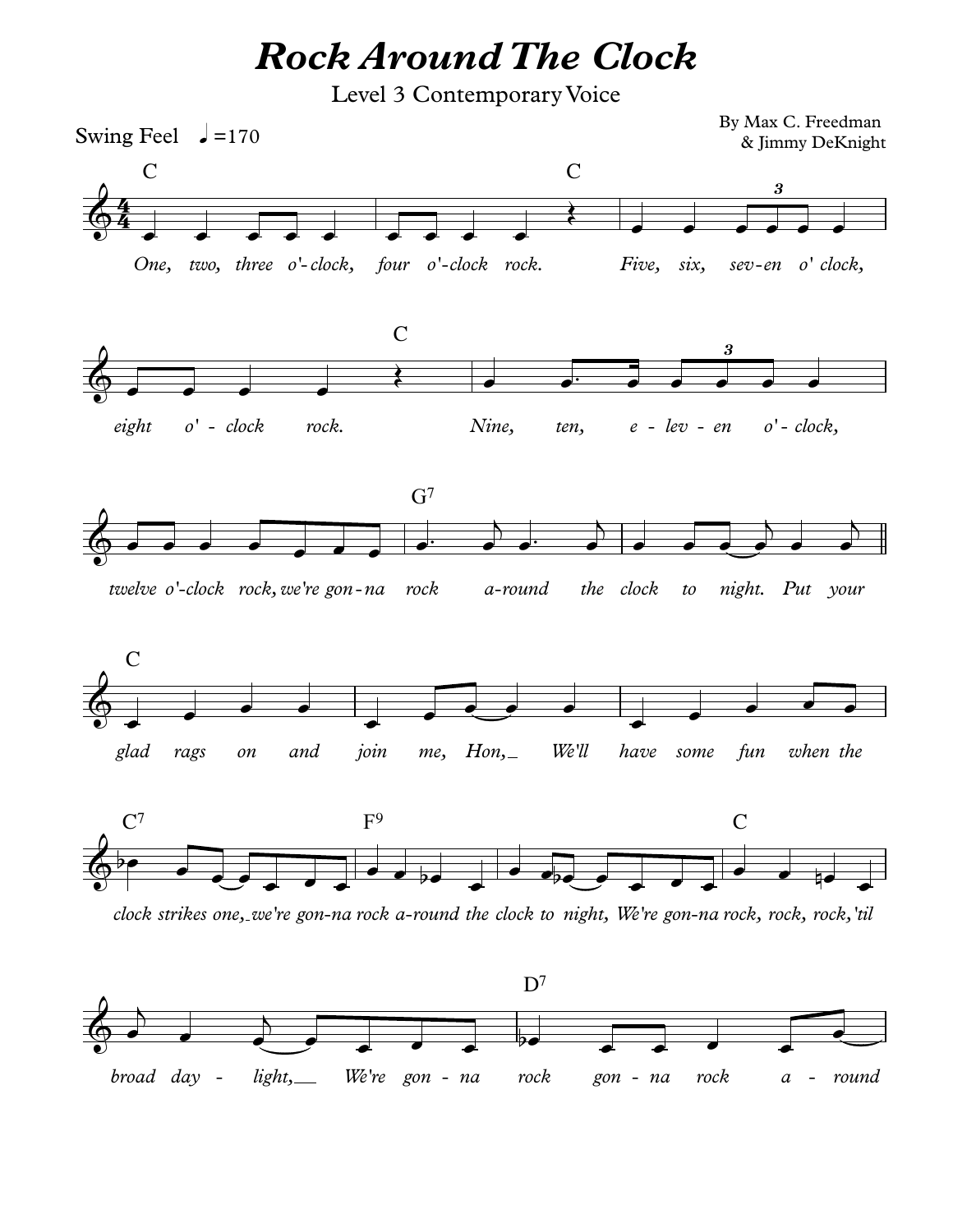# Rock Around The Clock

Level 3 Contemporary Voice

By Max C. Freedman
& Jimmy DeKnight

Swing Feel ♩=170

C — C

*One, two, three o'-clock, four o'-clock rock. Five, six, sev-en o' clock,*

C

*eight o' - clock rock. Nine, ten, e - lev - en o'- clock,*

G7

*twelve o'-clock rock, we're gon - na rock a-round the clock to night. Put your*

C

*glad rags on and join me, Hon, We'll have some fun when the*

C7 — F9 — C

*clock strikes one, we're gon-na rock a-round the clock to night, We're gon-na rock, rock, rock, 'til*

D7

*broad day - light, We're gon - na rock gon - na rock a - round*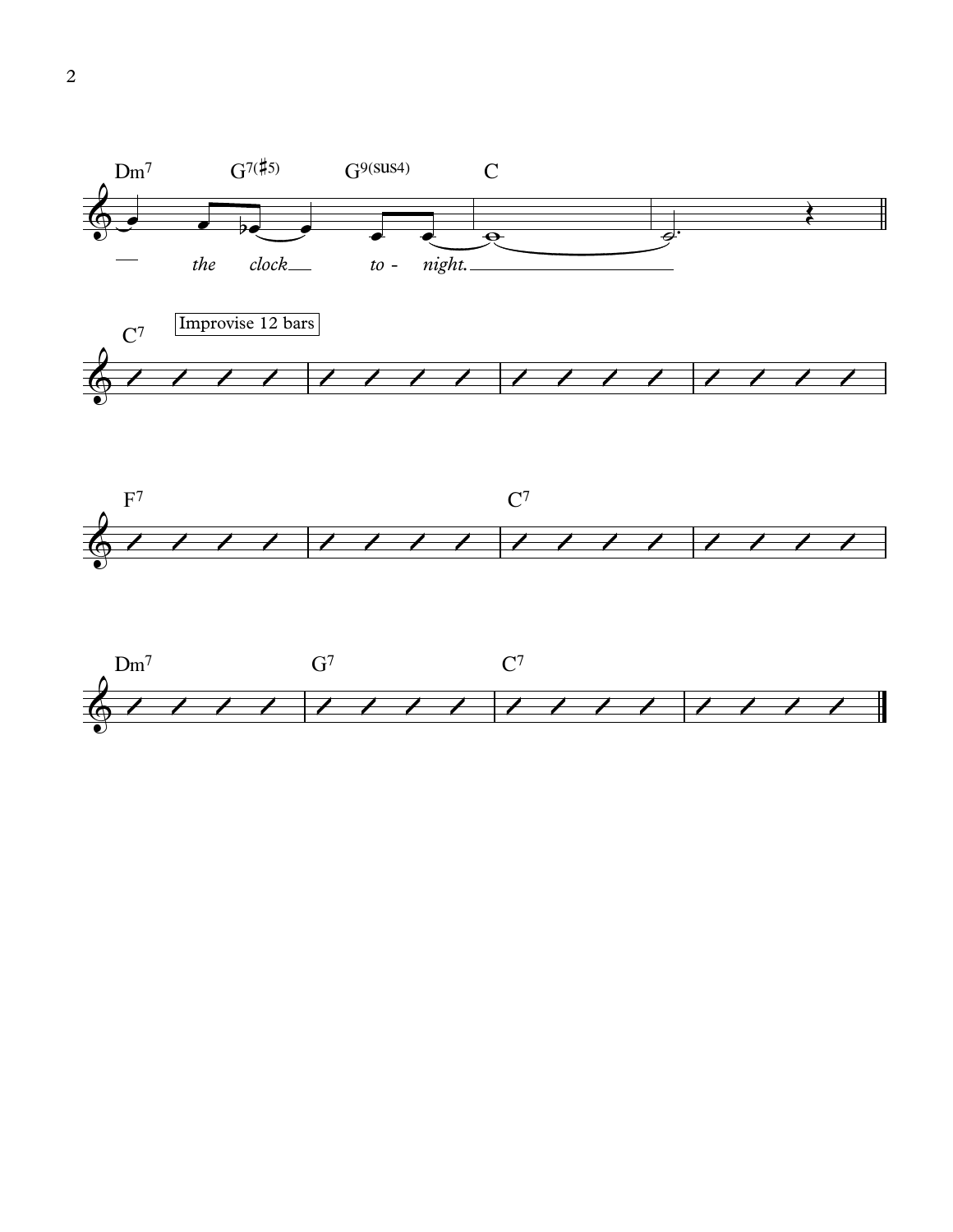Dm7 G7(♯5) G9(sus4) C

— *the* *clock* *to - night.*

C7 Improvise 12 bars

F7 C7

Dm7 G7 C7